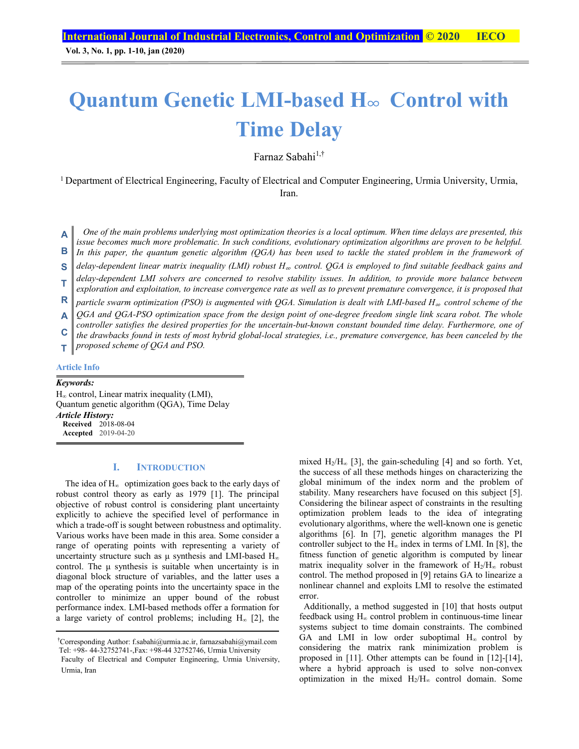# Quantum Genetic LMI-based H∞ Control with Time Delay

Farnaz Sabahi[1,†]

[1] Department of Electrical Engineering, Faculty of Electrical and Computer Engineering, Urmia University, Urmia, Iran.

**ABSTRACT**

*One of the main problems underlying most optimization theories is a local optimum. When time delays are presented, this issue becomes much more problematic. In such conditions, evolutionary optimization algorithms are proven to be helpful. In this paper, the quantum genetic algorithm (QGA) has been used to tackle the stated problem in the framework of delay-dependent linear matrix inequality (LMI) robust $H_\infty$ control. QGA is employed to find suitable feedback gains and delay-dependent LMI solvers are concerned to resolve stability issues. In addition, to provide more balance between exploration and exploitation, to increase convergence rate as well as to prevent premature convergence, it is proposed that particle swarm optimization (PSO) is augmented with QGA. Simulation is dealt with LMI-based $H_\infty$ control scheme of the QGA and QGA-PSO optimization space from the design point of one-degree freedom single link scara robot. The whole controller satisfies the desired properties for the uncertain-but-known constant bounded time delay. Furthermore, one of the drawbacks found in tests of most hybrid global-local strategies, i.e., premature convergence, has been canceled by the proposed scheme of QGA and PSO.*

**Article Info**

***Keywords:***
$H_\infty$ control, Linear matrix inequality (LMI), Quantum genetic algorithm (QGA), Time Delay

***Article History:***
**Received** 2018-08-04
**Accepted** 2019-04-20

## I. Introduction

The idea of $H_\infty$ optimization goes back to the early days of robust control theory as early as 1979 [1]. The principal objective of robust control is considering plant uncertainty explicitly to achieve the specified level of performance in which a trade-off is sought between robustness and optimality. Various works have been made in this area. Some consider a range of operating points with representing a variety of uncertainty structure such as μ synthesis and LMI-based $H_\infty$ control. The μ synthesis is suitable when uncertainty is in diagonal block structure of variables, and the latter uses a map of the operating points into the uncertainty space in the controller to minimize an upper bound of the robust performance index. LMI-based methods offer a formation for a large variety of control problems; including $H_\infty$ [2], the mixed $H_2/H_\infty$ [3], the gain-scheduling [4] and so forth. Yet, the success of all these methods hinges on characterizing the global minimum of the index norm and the problem of stability. Many researchers have focused on this subject [5]. Considering the bilinear aspect of constraints in the resulting optimization problem leads to the idea of integrating evolutionary algorithms, where the well-known one is genetic algorithms [6]. In [7], genetic algorithm manages the PI controller subject to the $H_\infty$ index in terms of LMI. In [8], the fitness function of genetic algorithm is computed by linear matrix inequality solver in the framework of $H_2/H_\infty$ robust control. The method proposed in [9] retains GA to linearize a nonlinear channel and exploits LMI to resolve the estimated error.

Additionally, a method suggested in [10] that hosts output feedback using $H_\infty$ control problem in continuous-time linear systems subject to time domain constraints. The combined GA and LMI in low order suboptimal $H_\infty$ control by considering the matrix rank minimization problem is proposed in [11]. Other attempts can be found in [12]-[14], where a hybrid approach is used to solve non-convex optimization in the mixed $H_2/H_\infty$ control domain. Some

[†]Corresponding Author: f.sabahi@urmia.ac.ir, farnazsabahi@ymail.com
Tel: +98- 44-32752741-,Fax: +98-44 32752746, Urmia University
Faculty of Electrical and Computer Engineering, Urmia University, Urmia, Iran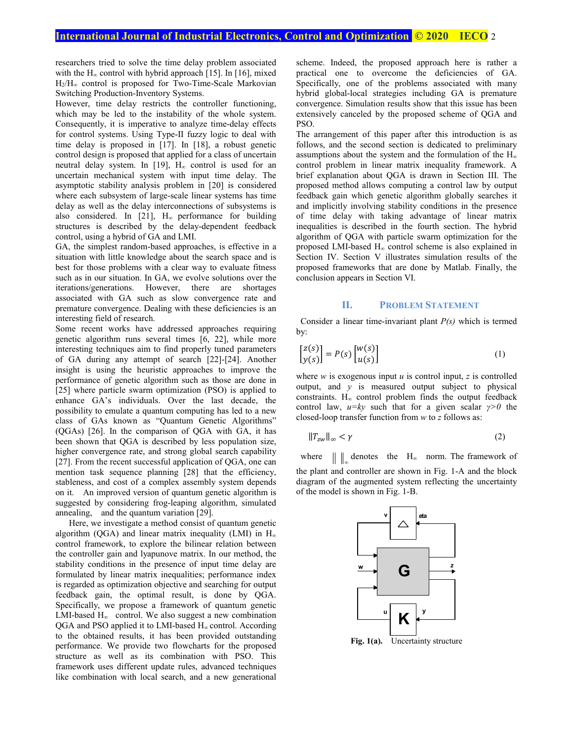researchers tried to solve the time delay problem associated with the $H_\infty$ control with hybrid approach [15]. In [16], mixed $H_2/H_\infty$ control is proposed for Two-Time-Scale Markovian Switching Production-Inventory Systems.

However, time delay restricts the controller functioning, which may be led to the instability of the whole system. Consequently, it is imperative to analyze time-delay effects for control systems. Using Type-II fuzzy logic to deal with time delay is proposed in [17]. In [18], a robust genetic control design is proposed that applied for a class of uncertain neutral delay system. In [19], $H_\infty$ control is used for an uncertain mechanical system with input time delay. The asymptotic stability analysis problem in [20] is considered where each subsystem of large-scale linear systems has time delay as well as the delay interconnections of subsystems is also considered. In [21], $H_\infty$ performance for building structures is described by the delay-dependent feedback control, using a hybrid of GA and LMI.

GA, the simplest random-based approaches, is effective in a situation with little knowledge about the search space and is best for those problems with a clear way to evaluate fitness such as in our situation. In GA, we evolve solutions over the iterations/generations. However, there are shortages associated with GA such as slow convergence rate and premature convergence. Dealing with these deficiencies is an interesting field of research.

Some recent works have addressed approaches requiring genetic algorithm runs several times [6, 22], while more interesting techniques aim to find properly tuned parameters of GA during any attempt of search [22]-[24]. Another insight is using the heuristic approaches to improve the performance of genetic algorithm such as those are done in [25] where particle swarm optimization (PSO) is applied to enhance GA's individuals. Over the last decade, the possibility to emulate a quantum computing has led to a new class of GAs known as "Quantum Genetic Algorithms" (QGAs) [26]. In the comparison of QGA with GA, it has been shown that QGA is described by less population size, higher convergence rate, and strong global search capability [27]. From the recent successful application of QGA, one can mention task sequence planning [28] that the efficiency, stableness, and cost of a complex assembly system depends on it. An improved version of quantum genetic algorithm is suggested by considering frog-leaping algorithm, simulated annealing, and the quantum variation [29].

Here, we investigate a method consist of quantum genetic algorithm (QGA) and linear matrix inequality (LMI) in $H_\infty$ control framework, to explore the bilinear relation between the controller gain and lyapunove matrix. In our method, the stability conditions in the presence of input time delay are formulated by linear matrix inequalities; performance index is regarded as optimization objective and searching for output feedback gain, the optimal result, is done by QGA. Specifically, we propose a framework of quantum genetic LMI-based $H_\infty$ control. We also suggest a new combination QGA and PSO applied it to LMI-based $H_\infty$ control. According to the obtained results, it has been provided outstanding performance. We provide two flowcharts for the proposed structure as well as its combination with PSO. This framework uses different update rules, advanced techniques like combination with local search, and a new generational scheme. Indeed, the proposed approach here is rather a practical one to overcome the deficiencies of GA. Specifically, one of the problems associated with many hybrid global-local strategies including GA is premature convergence. Simulation results show that this issue has been extensively canceled by the proposed scheme of QGA and PSO.

The arrangement of this paper after this introduction is as follows, and the second section is dedicated to preliminary assumptions about the system and the formulation of the $H_\infty$ control problem in linear matrix inequality framework. A brief explanation about QGA is drawn in Section III. The proposed method allows computing a control law by output feedback gain which genetic algorithm globally searches it and implicitly involving stability conditions in the presence of time delay with taking advantage of linear matrix inequalities is described in the fourth section. The hybrid algorithm of QGA with particle swarm optimization for the proposed LMI-based $H_\infty$ control scheme is also explained in Section IV. Section V illustrates simulation results of the proposed frameworks that are done by Matlab. Finally, the conclusion appears in Section VI.

## II. Problem Statement

Consider a linear time-invariant plant *P(s)* which is termed by:

$$\begin{bmatrix} z(s) \\ y(s) \end{bmatrix} = P(s) \begin{bmatrix} w(s) \\ u(s) \end{bmatrix} \tag{1}$$

where $w$ is exogenous input $u$ is control input, $z$ is controlled output, and $y$ is measured output subject to physical constraints. $H_\infty$ control problem finds the output feedback control law, $u=ky$ such that for a given scalar $\gamma>0$ the closed-loop transfer function from $w$ to $z$ follows as:

$$\|T_{zw}\|_\infty < \gamma \tag{2}$$

where $\|\ \|_\infty$ denotes the $H_\infty$ norm. The framework of the plant and controller are shown in Fig. 1-A and the block diagram of the augmented system reflecting the uncertainty of the model is shown in Fig. 1-B.

**Fig. 1(a).** Uncertainty structure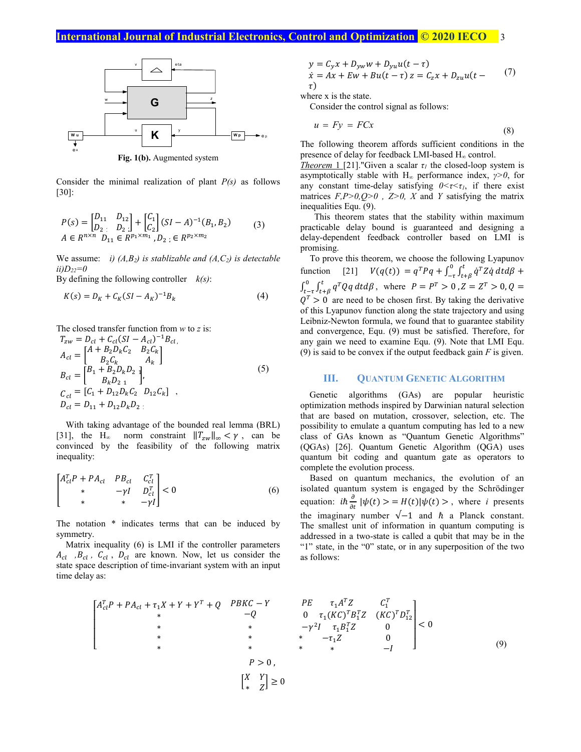Fig. 1(b). Augmented system

Consider the minimal realization of plant $P(s)$ as follows [30]:

$$P(s) = \begin{bmatrix} D_{11} & D_{12} \\ D_{2\,;} & D_{2\,;} \end{bmatrix} + \begin{bmatrix} C_1 \\ C_2 \end{bmatrix}(SI - A)^{-1}(B_1, B_2) \qquad (3)$$
$$A \in R^{n\times n} \;\; D_{11} \in R^{p_1\times m_1}, D_{2\,;} \in R^{p_2\times m_2}$$

We assume: *i) $(A,B_2)$ is stablizable and $(A,C_2)$ is detectable ii)$D_{22}=0$*

By defining the following controller $k(s)$:

$$K(s) = D_K + C_K(SI - A_K)^{-1}B_k \qquad (4)$$

The closed transfer function from $w$ to $z$ is:

$$T_{zw} = D_{cl} + C_{cl}(SI - A_{cl})^{-1}B_{cl},$$
$$A_{cl} = \begin{bmatrix} A + B_2D_kC_2 & B_2C_k \\ B_2C_k & A_k \end{bmatrix}$$
$$B_{cl} = \begin{bmatrix} B_1 + B_2D_kD_{2\,1} \\ B_kD_{2\,1} \end{bmatrix}, \qquad (5)$$
$$C_{cl} = [C_1 + D_{12}D_kC_2 \quad D_{12}C_k] \;,$$
$$D_{cl} = D_{11} + D_{12}D_kD_{2\,;}$$

With taking advantage of the bounded real lemma (BRL) [31], the H∞ norm constraint $\|T_{zw}\|_\infty < \gamma$, can be convinced by the feasibility of the following matrix inequality:

$$\begin{bmatrix} A_{cl}^TP + PA_{cl} & PB_{cl} & C_{cl}^T \\ * & -\gamma I & D_{cl}^T \\ * & * & -\gamma I \end{bmatrix} < 0 \qquad (6)$$

The notation * indicates terms that can be induced by symmetry.

Matrix inequality (6) is LMI if the controller parameters $A_{cl}$ ,$B_{cl}$ , $C_{cl}$ , $D_{cl}$ are known. Now, let us consider the state space description of time-invariant system with an input time delay as:

$$y = C_yx + D_{yw}w + D_{yu}u(t-\tau)$$
$$\dot{x} = Ax + Ew + Bu(t-\tau)\; z = C_zx + D_{zu}u(t-\tau) \qquad (7)$$

where x is the state.

Consider the control signal as follows:

$$u = Fy = FCx \qquad (8)$$

The following theorem affords sufficient conditions in the presence of delay for feedback LMI-based H∞ control.

*Theorem 1* [21]."Given a scalar $\tau_1$ the closed-loop system is asymptotically stable with H∞ performance index, $\gamma>0$, for any constant time-delay satisfying $0<\tau<\tau_1$, if there exist matrices $F, P>0, Q>0$ , $Z>0$, $X$ and $Y$ satisfying the matrix inequalities Equ. (9).

This theorem states that the stability within maximum practicable delay bound is guaranteed and designing a delay-dependent feedback controller based on LMI is promising.

To prove this theorem, we choose the following Lyapunov function [21] $V(q(t)) = q^TPq + \int_{-\tau}^{0}\int_{t+\beta}^{t}\dot{q}^TZ\dot{q}\,dtd\beta + \int_{t-\tau}^{0}\int_{t+\beta}^{t}q^TQq\,dtd\beta$, where $P = P^T > 0, Z = Z^T > 0, Q = Q^T > 0$ are need to be chosen first. By taking the derivative of this Lyapunov function along the state trajectory and using Leibniz-Newton formula, we found that to guarantee stability and convergence, Equ. (9) must be satisfied. Therefore, for any gain we need to examine Equ. (9). Note that LMI Equ. (9) is said to be convex if the output feedback gain $F$ is given.

## III. Quantum Genetic Algorithm

Genetic algorithms (GAs) are popular heuristic optimization methods inspired by Darwinian natural selection that are based on mutation, crossover, selection, etc. The possibility to emulate a quantum computing has led to a new class of GAs known as "Quantum Genetic Algorithms" (QGAs) [26]. Quantum Genetic Algorithm (QGA) uses quantum bit coding and quantum gate as operators to complete the evolution process.

Based on quantum mechanics, the evolution of an isolated quantum system is engaged by the Schrödinger equation: $i\hbar\frac{\partial}{\partial t}|\psi(t)> = H(t)|\psi(t)>$, where $i$ presents the imaginary number $\sqrt{-1}$ and $\hbar$ a Planck constant. The smallest unit of information in quantum computing is addressed in a two-state is called a qubit that may be in the "1" state, in the "0" state, or in any superposition of the two as follows:

$$\begin{bmatrix} A_{cl}^TP + PA_{cl} + \tau_1X + Y + Y^T + Q & PBKC - Y & PE & \tau_1A^TZ & C_1^T \\ * & -Q & 0 & \tau_1(KC)^TB_1^TZ & (KC)^TD_{12}^T \\ * & * & -\gamma^2 I & \tau_1B_1^TZ & 0 \\ * & * & * & -\tau_1Z & 0 \\ * & * & * & * & -I \end{bmatrix} < 0 \qquad (9)$$
$$P > 0,$$
$$\begin{bmatrix} X & Y \\ * & Z \end{bmatrix} \geq 0$$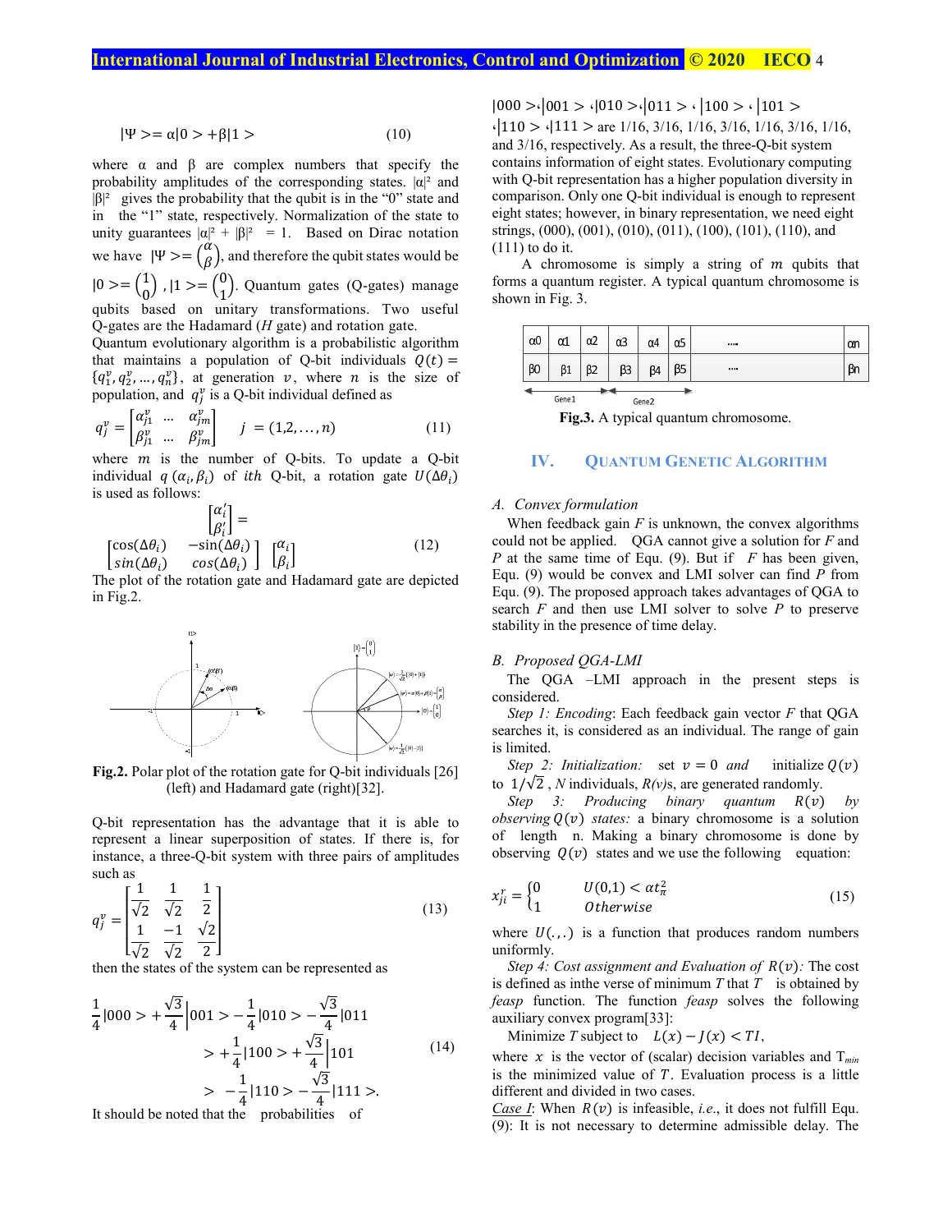$$|\Psi>=\alpha|0>+\beta|1> \quad (10)$$

where α and β are complex numbers that specify the probability amplitudes of the corresponding states. $|\alpha|^2$ and $|\beta|^2$ gives the probability that the qubit is in the "0" state and in the "1" state, respectively. Normalization of the state to unity guarantees $|\alpha|^2 + |\beta|^2 = 1$. Based on Dirac notation we have $|\Psi>=\binom{\alpha}{\beta}$, and therefore the qubit states would be $|0>=\binom{1}{0}$ , $|1>=\binom{0}{1}$. Quantum gates (Q-gates) manage qubits based on unitary transformations. Two useful Q-gates are the Hadamard (*H* gate) and rotation gate.

Quantum evolutionary algorithm is a probabilistic algorithm that maintains a population of Q-bit individuals $Q(t)=\{q_1^v,q_2^v,\dots,q_n^v\}$, at generation $v$, where $n$ is the size of population, and $q_j^v$ is a Q-bit individual defined as

$$q_j^v=\begin{bmatrix}\alpha_{j1}^v & \dots & \alpha_{jm}^v\\ \beta_{j1}^v & \dots & \beta_{jm}^v\end{bmatrix} \quad j=(1,2,\dots,n) \quad (11)$$

where $m$ is the number of Q-bits. To update a Q-bit individual $q\,(\alpha_i,\beta_i)$ of $ith$ Q-bit, a rotation gate $U(\Delta\theta_i)$ is used as follows:

$$\begin{bmatrix}\alpha_i'\\ \beta_i'\end{bmatrix}=\begin{bmatrix}\cos(\Delta\theta_i) & -\sin(\Delta\theta_i)\\ \sin(\Delta\theta_i) & \cos(\Delta\theta_i)\end{bmatrix}\begin{bmatrix}\alpha_i\\ \beta_i\end{bmatrix} \quad (12)$$

The plot of the rotation gate and Hadamard gate are depicted in Fig.2.

**Fig.2.** Polar plot of the rotation gate for Q-bit individuals [26] (left) and Hadamard gate (right)[32].

Q-bit representation has the advantage that it is able to represent a linear superposition of states. If there is, for instance, a three-Q-bit system with three pairs of amplitudes such as

$$q_j^v=\begin{bmatrix}\frac{1}{\sqrt{2}} & \frac{1}{\sqrt{2}} & \frac{1}{2}\\ \frac{1}{\sqrt{2}} & \frac{-1}{\sqrt{2}} & \frac{\sqrt{2}}{2}\end{bmatrix} \quad (13)$$

then the states of the system can be represented as

$$\frac{1}{4}|000>+\frac{\sqrt{3}}{4}|001>-\frac{1}{4}|010>-\frac{\sqrt{3}}{4}|011>+\frac{1}{4}|100>+\frac{\sqrt{3}}{4}|101>-\frac{1}{4}|110>-\frac{\sqrt{3}}{4}|111>. \quad (14)$$

It should be noted that the probabilities of $|000>$, $|001>$, $|010>$, $|011>$, $|100>$, $|101>$, $|110>$, $|111>$ are 1/16, 3/16, 1/16, 3/16, 1/16, 3/16, 1/16, and 3/16, respectively. As a result, the three-Q-bit system contains information of eight states. Evolutionary computing with Q-bit representation has a higher population diversity in comparison. Only one Q-bit individual is enough to represent eight states; however, in binary representation, we need eight strings, (000), (001), (010), (011), (100), (101), (110), and (111) to do it.

A chromosome is simply a string of $m$ qubits that forms a quantum register. A typical quantum chromosome is shown in Fig. 3.

| α0 | α1 | α2 | α3 | α4 | α5 | .... | αn |
|---|---|---|---|---|---|---|---|
| β0 | β1 | β2 | β3 | β4 | β5 | .... | βn |

Gene1 Gene2

**Fig.3.** A typical quantum chromosome.

## IV. Quantum Genetic Algorithm

### A. Convex formulation

When feedback gain *F* is unknown, the convex algorithms could not be applied. QGA cannot give a solution for *F* and *P* at the same time of Equ. (9). But if *F* has been given, Equ. (9) would be convex and LMI solver can find *P* from Equ. (9). The proposed approach takes advantages of QGA to search *F* and then use LMI solver to solve *P* to preserve stability in the presence of time delay.

### B. Proposed QGA-LMI

The QGA –LMI approach in the present steps is considered.

*Step 1: Encoding*: Each feedback gain vector *F* that QGA searches it, is considered as an individual. The range of gain is limited.

*Step 2: Initialization:* set $v=0$ *and* initialize $Q(v)$ to $1/\sqrt{2}$ , *N* individuals, *R(v)*s, are generated randomly.

*Step 3: Producing binary quantum* $R(v)$ *by observing* $Q(v)$ *states:* a binary chromosome is a solution of length n. Making a binary chromosome is done by observing $Q(v)$ states and we use the following equation:

$$x_{ji}^r=\begin{cases}0 & U(0,1)<\alpha t_\pi^2\\ 1 & Otherwise\end{cases} \quad (15)$$

where $U(.,.)$ is a function that produces random numbers uniformly.

*Step 4: Cost assignment and Evaluation of* $R(v)$*:* The cost is defined as inthe verse of minimum *T* that *T* is obtained by *feasp* function. The function *feasp* solves the following auxiliary convex program[33]:

Minimize *T* subject to $L(x)-J(x)<TI$,

where $x$ is the vector of (scalar) decision variables and $T_{min}$ is the minimized value of $T$. Evaluation process is a little different and divided in two cases.

<u>*Case I*</u>: When $R(v)$ is infeasible, *i.e.*, it does not fulfill Equ. (9): It is not necessary to determine admissible delay. The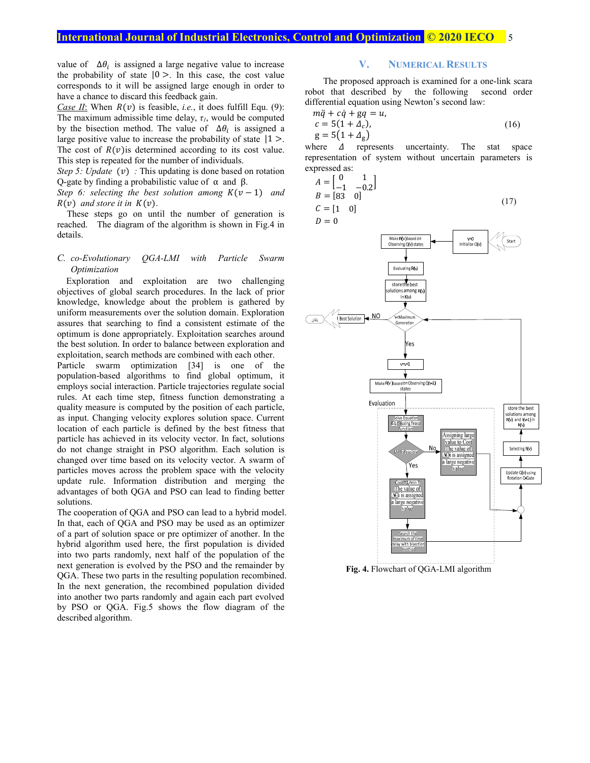value of $\Delta\theta_i$ is assigned a large negative value to increase the probability of state $|0>$. In this case, the cost value corresponds to it will be assigned large enough in order to have a chance to discard this feedback gain.

*Case II:* When $R(v)$ is feasible, *i.e.*, it does fulfill Equ. (9): The maximum admissible time delay, $\tau_I$, would be computed by the bisection method. The value of $\Delta\theta_i$ is assigned a large positive value to increase the probability of state $|1>$. The cost of $R(v)$ is determined according to its cost value. This step is repeated for the number of individuals.

*Step 5: Update* $(v)$ *:* This updating is done based on rotation Q-gate by finding a probabilistic value of α and β.

*Step 6: selecting the best solution among* $K(v-1)$ *and* $R(v)$ *and store it in* $K(v)$.

These steps go on until the number of generation is reached. The diagram of the algorithm is shown in Fig.4 in details.

### C. co-Evolutionary QGA-LMI with Particle Swarm Optimization

Exploration and exploitation are two challenging objectives of global search procedures. In the lack of prior knowledge, knowledge about the problem is gathered by uniform measurements over the solution domain. Exploration assures that searching to find a consistent estimate of the optimum is done appropriately. Exploitation searches around the best solution. In order to balance between exploration and exploitation, search methods are combined with each other.

Particle swarm optimization [34] is one of the population-based algorithms to find global optimum, it employs social interaction. Particle trajectories regulate social rules. At each time step, fitness function demonstrating a quality measure is computed by the position of each particle, as input. Changing velocity explores solution space. Current location of each particle is defined by the best fitness that particle has achieved in its velocity vector. In fact, solutions do not change straight in PSO algorithm. Each solution is changed over time based on its velocity vector. A swarm of particles moves across the problem space with the velocity update rule. Information distribution and merging the advantages of both QGA and PSO can lead to finding better solutions.

The cooperation of QGA and PSO can lead to a hybrid model. In that, each of QGA and PSO may be used as an optimizer of a part of solution space or pre optimizer of another. In the hybrid algorithm used here, the first population is divided into two parts randomly, next half of the population of the next generation is evolved by the PSO and the remainder by QGA. These two parts in the resulting population recombined. In the next generation, the recombined population divided into another two parts randomly and again each part evolved by PSO or QGA. Fig.5 shows the flow diagram of the described algorithm.

## V. Numerical Results

The proposed approach is examined for a one-link scara robot that described by the following second order differential equation using Newton's second law:

$$
\begin{aligned}
& m\ddot{q} + c\dot{q} + gq = u, \\
& c = 5(1+\Delta_c), \\
& g = 5(1+\Delta_g)
\end{aligned}
\tag{16}
$$

where $\Delta$ represents uncertainty. The stat space representation of system without uncertain parameters is expressed as:

$$
\begin{aligned}
& A = \begin{bmatrix} 0 & 1 \\ -1 & -0.2 \end{bmatrix} \\
& B = [83 \quad 0] \\
& C = [1 \quad 0] \\
& D = 0
\end{aligned}
\tag{17}
$$

**Fig. 4.** Flowchart of QGA-LMI algorithm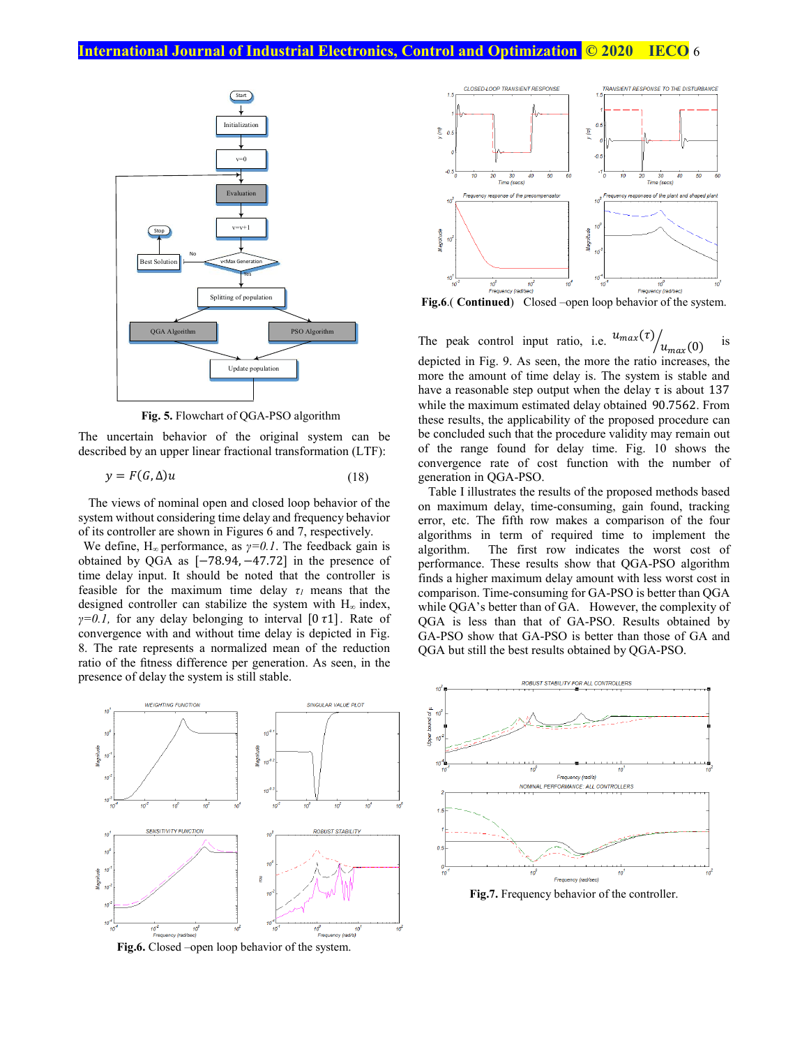Fig. 5. Flowchart of QGA-PSO algorithm

The uncertain behavior of the original system can be described by an upper linear fractional transformation (LTF):

$$y = F(G, \Delta)u \qquad (18)$$

The views of nominal open and closed loop behavior of the system without considering time delay and frequency behavior of its controller are shown in Figures 6 and 7, respectively.

We define, $H_\infty$ performance, as $\gamma=0.1$. The feedback gain is obtained by QGA as $[-78.94, -47.72]$ in the presence of time delay input. It should be noted that the controller is feasible for the maximum time delay $\tau_1$ means that the designed controller can stabilize the system with $H_\infty$ index, $\gamma=0.1$, for any delay belonging to interval $[0\ \tau 1]$. Rate of convergence with and without time delay is depicted in Fig. 8. The rate represents a normalized mean of the reduction ratio of the fitness difference per generation. As seen, in the presence of delay the system is still stable.

Fig.6. Closed –open loop behavior of the system.

Fig.6.( **Continued**) Closed –open loop behavior of the system.

The peak control input ratio, i.e. $u_{max}(\tau)/u_{max}(0)$ is depicted in Fig. 9. As seen, the more the ratio increases, the more the amount of time delay is. The system is stable and have a reasonable step output when the delay τ is about 137 while the maximum estimated delay obtained 90.7562. From these results, the applicability of the proposed procedure can be concluded such that the procedure validity may remain out of the range found for delay time. Fig. 10 shows the convergence rate of cost function with the number of generation in QGA-PSO.

Table I illustrates the results of the proposed methods based on maximum delay, time-consuming, gain found, tracking error, etc. The fifth row makes a comparison of the four algorithms in term of required time to implement the algorithm. The first row indicates the worst cost of performance. These results show that QGA-PSO algorithm finds a higher maximum delay amount with less worst cost in comparison. Time-consuming for GA-PSO is better than QGA while QGA's better than of GA. However, the complexity of QGA is less than that of GA-PSO. Results obtained by GA-PSO show that GA-PSO is better than those of GA and QGA but still the best results obtained by QGA-PSO.

Fig.7. Frequency behavior of the controller.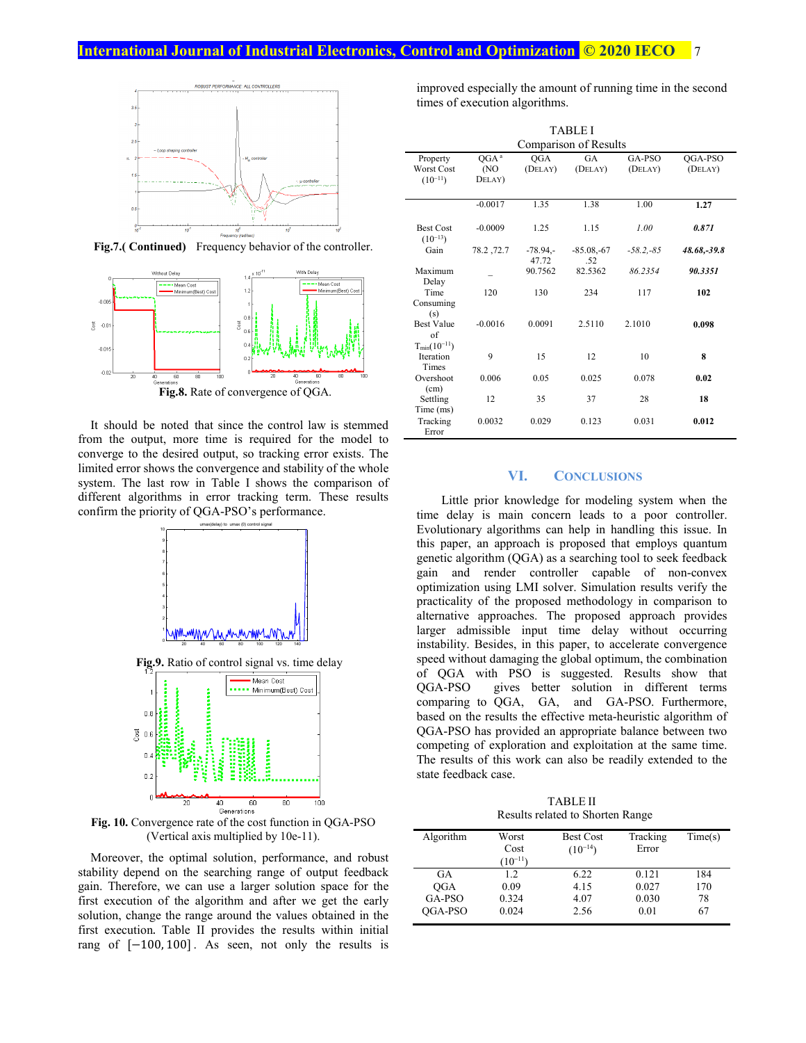Fig.7.( Continued) Frequency behavior of the controller.

Fig.8. Rate of convergence of QGA.

It should be noted that since the control law is stemmed from the output, more time is required for the model to converge to the desired output, so tracking error exists. The limited error shows the convergence and stability of the whole system. The last row in Table I shows the comparison of different algorithms in error tracking term. These results confirm the priority of QGA-PSO's performance.

Fig.9. Ratio of control signal vs. time delay

Fig. 10. Convergence rate of the cost function in QGA-PSO (Vertical axis multiplied by 10e-11).

Moreover, the optimal solution, performance, and robust stability depend on the searching range of output feedback gain. Therefore, we can use a larger solution space for the first execution of the algorithm and after we get the early solution, change the range around the values obtained in the first execution. Table II provides the results within initial rang of $[-100, 100]$. As seen, not only the results is improved especially the amount of running time in the second times of execution algorithms.

TABLE I
Comparison of Results

| Property | QGA [a] (NO DELAY) | QGA (DELAY) | GA (DELAY) | GA-PSO (DELAY) | QGA-PSO (DELAY) |
|---|---|---|---|---|---|
| Worst Cost ($10^{-11}$) | -0.0017 | 1.35 | 1.38 | 1.00 | **1.27** |
| Best Cost ($10^{-13}$) | -0.0009 | 1.25 | 1.15 | *1.00* | ***0.871*** |
| Gain | 78.2 ,72.7 | -78.94,-47.72 | -85.08,-67.52 | *-58.2,-85* | ***48.68,-39.8*** |
| Maximum Delay | _ | 90.7562 | 82.5362 | *86.2354* | ***90.3351*** |
| Time Consuming (s) | 120 | 130 | 234 | 117 | **102** |
| Best Value of $T_{min}(10^{-11})$ | -0.0016 | 0.0091 | 2.5110 | 2.1010 | **0.098** |
| Iteration Times | 9 | 15 | 12 | 10 | **8** |
| Overshoot (cm) | 0.006 | 0.05 | 0.025 | 0.078 | **0.02** |
| Settling Time (ms) | 12 | 35 | 37 | 28 | **18** |
| Tracking Error | 0.0032 | 0.029 | 0.123 | 0.031 | **0.012** |

## VI. CONCLUSIONS

Little prior knowledge for modeling system when the time delay is main concern leads to a poor controller. Evolutionary algorithms can help in handling this issue. In this paper, an approach is proposed that employs quantum genetic algorithm (QGA) as a searching tool to seek feedback gain and render controller capable of non-convex optimization using LMI solver. Simulation results verify the practicality of the proposed methodology in comparison to alternative approaches. The proposed approach provides larger admissible input time delay without occurring instability. Besides, in this paper, to accelerate convergence speed without damaging the global optimum, the combination of QGA with PSO is suggested. Results show that QGA-PSO gives better solution in different terms comparing to QGA, GA, and GA-PSO. Furthermore, based on the results the effective meta-heuristic algorithm of QGA-PSO has provided an appropriate balance between two competing of exploration and exploitation at the same time. The results of this work can also be readily extended to the state feedback case.

TABLE II
Results related to Shorten Range

| Algorithm | Worst Cost ($10^{-11}$) | Best Cost ($10^{-14}$) | Tracking Error | Time(s) |
|---|---|---|---|---|
| GA | 1.2 | 6.22 | 0.121 | 184 |
| QGA | 0.09 | 4.15 | 0.027 | 170 |
| GA-PSO | 0.324 | 4.07 | 0.030 | 78 |
| QGA-PSO | 0.024 | 2.56 | 0.01 | 67 |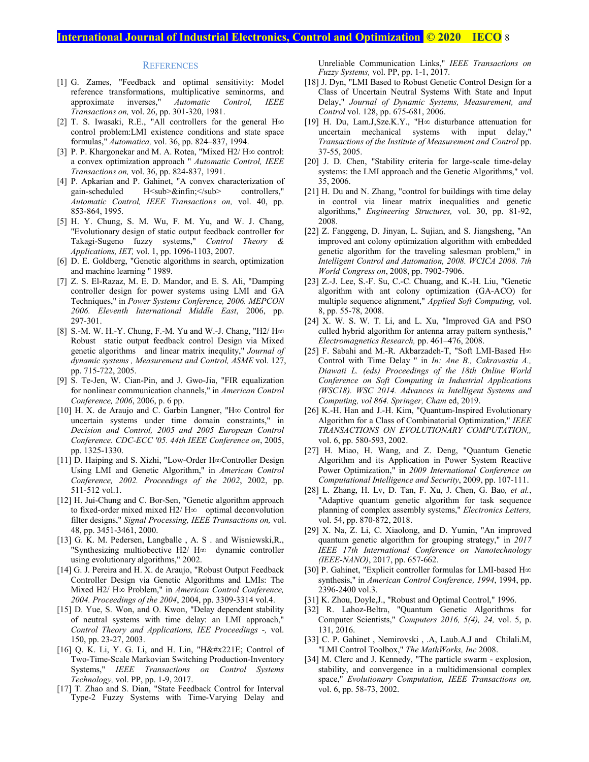## REFERENCES

[1] G. Zames, "Feedback and optimal sensitivity: Model reference transformations, multiplicative seminorms, and approximate inverses," *Automatic Control, IEEE Transactions on,* vol. 26, pp. 301-320, 1981.

[2] T. S. Iwasaki, R.E., "All controllers for the general H∞ control problem:LMI existence conditions and state space formulas," *Automatica,* vol. 36, pp. 824–837, 1994.

[3] P. P. Khargonekar and M. A. Rotea, "Mixed H2/ H∞ control: a convex optimization approach " *Automatic Control, IEEE Transactions on,* vol. 36, pp. 824-837, 1991.

[4] P. Apkarian and P. Gahinet, "A convex characterization of gain-scheduled H<sub>&infin;</sub> controllers," *Automatic Control, IEEE Transactions on,* vol. 40, pp. 853-864, 1995.

[5] H. Y. Chung, S. M. Wu, F. M. Yu, and W. J. Chang, "Evolutionary design of static output feedback controller for Takagi-Sugeno fuzzy systems," *Control Theory & Applications, IET,* vol. 1, pp. 1096-1103, 2007.

[6] D. E. Goldberg, "Genetic algorithms in search, optimization and machine learning " 1989.

[7] Z. S. El-Razaz, M. E. D. Mandor, and E. S. Ali, "Damping controller design for power systems using LMI and GA Techniques," in *Power Systems Conference, 2006. MEPCON 2006. Eleventh International Middle East*, 2006, pp. 297-301.

[8] S.-M. W. H.-Y. Chung, F.-M. Yu and W.-J. Chang, "H2/ H∞ Robust static output feedback control Design via Mixed genetic algorithms and linear matrix inequality," *Journal of dynamic systems , Measurement and Control, ASME* vol. 127, pp. 715-722, 2005.

[9] S. Te-Jen, W. Cian-Pin, and J. Gwo-Jia, "FIR equalization for nonlinear communication channels," in *American Control Conference, 2006*, 2006, p. 6 pp.

[10] H. X. de Araujo and C. Garbin Langner, "H∞ Control for uncertain systems under time domain constraints," in *Decision and Control, 2005 and 2005 European Control Conference. CDC-ECC '05. 44th IEEE Conference on*, 2005, pp. 1325-1330.

[11] D. Haiping and S. Xizhi, "Low-Order H∞Controller Design Using LMI and Genetic Algorithm," in *American Control Conference, 2002. Proceedings of the 2002*, 2002, pp. 511-512 vol.1.

[12] H. Jui-Chung and C. Bor-Sen, "Genetic algorithm approach to fixed-order mixed mixed H2/ H∞ optimal deconvolution filter designs," *Signal Processing, IEEE Transactions on,* vol. 48, pp. 3451-3461, 2000.

[13] G. K. M. Pedersen, Langballe , A. S . and Wisniewski,R., "Synthesizing multiobective H2/ H∞ dynamic controller using evolutionary algorithms," 2002.

[14] G. J. Pereira and H. X. de Araujo, "Robust Output Feedback Controller Design via Genetic Algorithms and LMIs: The Mixed H2/ H∞ Problem," in *American Control Conference, 2004. Proceedings of the 2004*, 2004, pp. 3309-3314 vol.4.

[15] D. Yue, S. Won, and O. Kwon, "Delay dependent stability of neutral systems with time delay: an LMI approach," *Control Theory and Applications, IEE Proceedings -,* vol. 150, pp. 23-27, 2003.

[16] Q. K. Li, Y. G. Li, and H. Lin, "H&#x221E; Control of Two-Time-Scale Markovian Switching Production-Inventory Systems," *IEEE Transactions on Control Systems Technology,* vol. PP, pp. 1-9, 2017.

[17] T. Zhao and S. Dian, "State Feedback Control for Interval Type-2 Fuzzy Systems with Time-Varying Delay and Unreliable Communication Links," *IEEE Transactions on Fuzzy Systems,* vol. PP, pp. 1-1, 2017.

[18] J. Dyn, "LMI Based to Robust Genetic Control Design for a Class of Uncertain Neutral Systems With State and Input Delay," *Journal of Dynamic Systems, Measurement, and Control* vol. 128, pp. 675-681, 2006.

[19] H. Du, Lam.J,Sze.K.Y., "H∞ disturbance attenuation for uncertain mechanical systems with input delay," *Transactions of the Institute of Measurement and Control* pp. 37-55, 2005.

[20] J. D. Chen, "Stability criteria for large-scale time-delay systems: the LMI approach and the Genetic Algorithms," vol. 35, 2006.

[21] H. Du and N. Zhang, "control for buildings with time delay in control via linear matrix inequalities and genetic algorithms," *Engineering Structures,* vol. 30, pp. 81-92, 2008.

[22] Z. Fanggeng, D. Jinyan, L. Sujian, and S. Jiangsheng, "An improved ant colony optimization algorithm with embedded genetic algorithm for the traveling salesman problem," in *Intelligent Control and Automation, 2008. WCICA 2008. 7th World Congress on*, 2008, pp. 7902-7906.

[23] Z.-J. Lee, S.-F. Su, C.-C. Chuang, and K.-H. Liu, "Genetic algorithm with ant colony optimization (GA-ACO) for multiple sequence alignment," *Applied Soft Computing,* vol. 8, pp. 55-78, 2008.

[24] X. W. S. W. T. Li, and L. Xu, "Improved GA and PSO culled hybrid algorithm for antenna array pattern synthesis," *Electromagnetics Research,* pp. 461–476, 2008.

[25] F. Sabahi and M.-R. Akbarzadeh-T, "Soft LMI-Based H∞ Control with Time Delay " in *In: Ane B., Cakravastia A., Diawati L. (eds) Proceedings of the 18th Online World Conference on Soft Computing in Industrial Applications (WSC18). WSC 2014. Advances in Intelligent Systems and Computing, vol 864. Springer, Cham* ed, 2019.

[26] K.-H. Han and J.-H. Kim, "Quantum-Inspired Evolutionary Algorithm for a Class of Combinatorial Optimization," *IEEE TRANSACTIONS ON EVOLUTIONARY COMPUTATION,,* vol. 6, pp. 580-593, 2002.

[27] H. Miao, H. Wang, and Z. Deng, "Quantum Genetic Algorithm and its Application in Power System Reactive Power Optimization," in *2009 International Conference on Computational Intelligence and Security*, 2009, pp. 107-111.

[28] L. Zhang, H. Lv, D. Tan, F. Xu, J. Chen, G. Bao*, et al.*, "Adaptive quantum genetic algorithm for task sequence planning of complex assembly systems," *Electronics Letters,* vol. 54, pp. 870-872, 2018.

[29] X. Na, Z. Li, C. Xiaolong, and D. Yumin, "An improved quantum genetic algorithm for grouping strategy," in *2017 IEEE 17th International Conference on Nanotechnology (IEEE-NANO)*, 2017, pp. 657-662.

[30] P. Gahinet, "Explicit controller formulas for LMI-based H∞ synthesis," in *American Control Conference, 1994*, 1994, pp. 2396-2400 vol.3.

[31] K. Zhou, Doyle,J., "Robust and Optimal Control," 1996.

[32] R. Lahoz-Beltra, "Quantum Genetic Algorithms for Computer Scientists," *Computers 2016, 5(4), 24,* vol. 5, p. 131, 2016.

[33] C. P. Gahinet , Nemirovski , .A, Laub.A.J and Chilali.M, "LMI Control Toolbox," *The MathWorks, Inc* 2008.

[34] M. Clerc and J. Kennedy, "The particle swarm - explosion, stability, and convergence in a multidimensional complex space," *Evolutionary Computation, IEEE Transactions on,* vol. 6, pp. 58-73, 2002.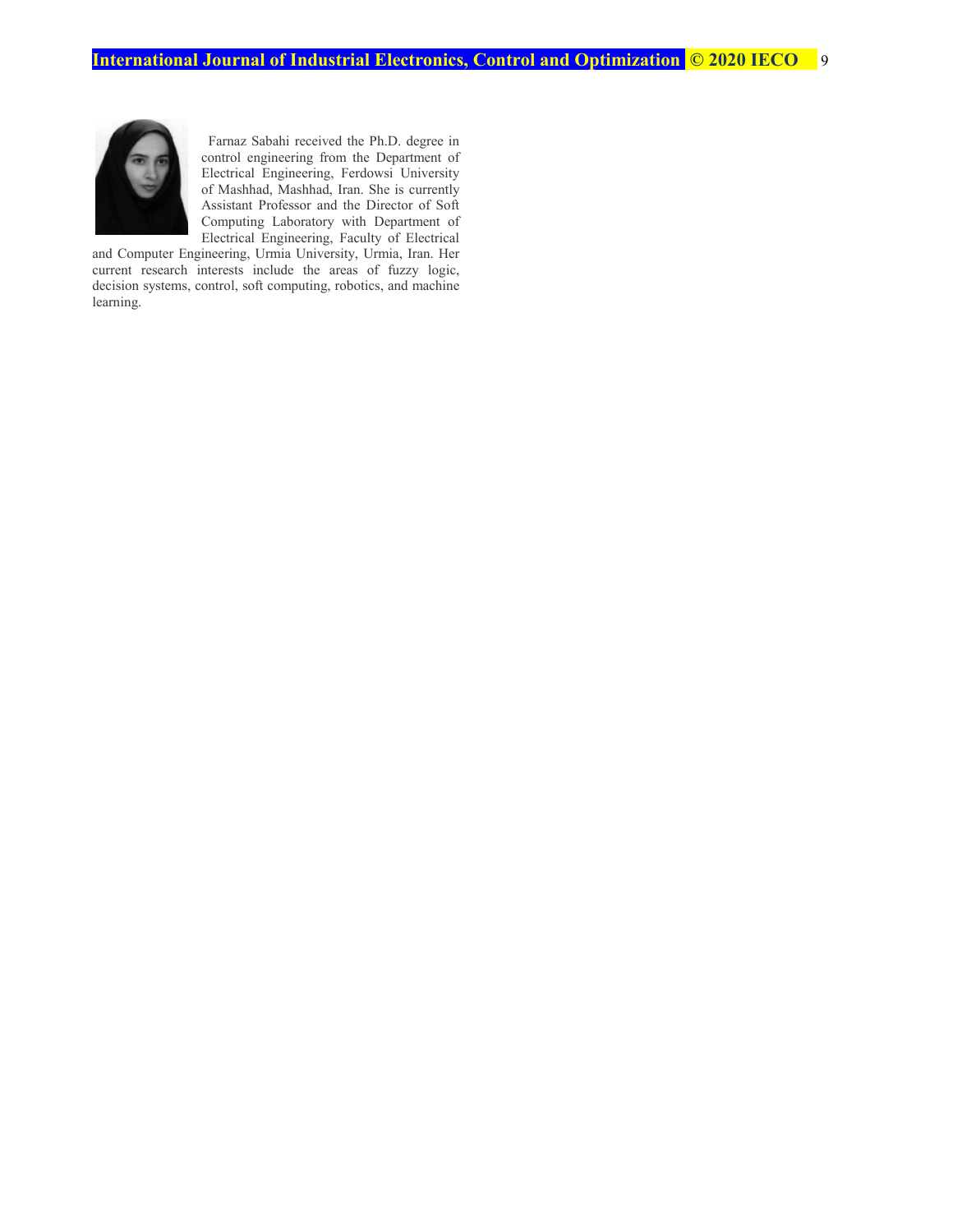Farnaz Sabahi received the Ph.D. degree in control engineering from the Department of Electrical Engineering, Ferdowsi University of Mashhad, Mashhad, Iran. She is currently Assistant Professor and the Director of Soft Computing Laboratory with Department of Electrical Engineering, Faculty of Electrical and Computer Engineering, Urmia University, Urmia, Iran. Her current research interests include the areas of fuzzy logic, decision systems, control, soft computing, robotics, and machine learning.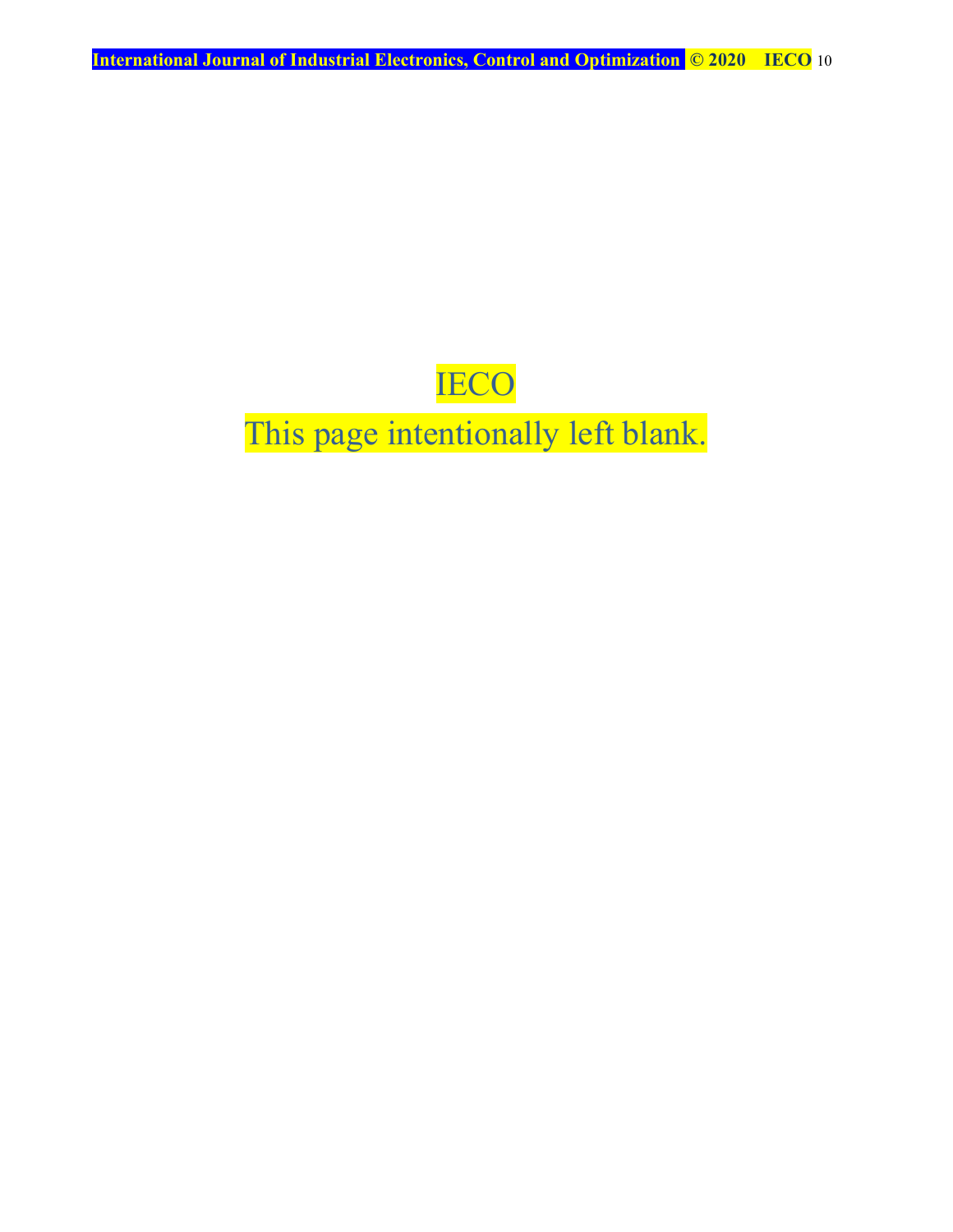IECO

This page intentionally left blank.